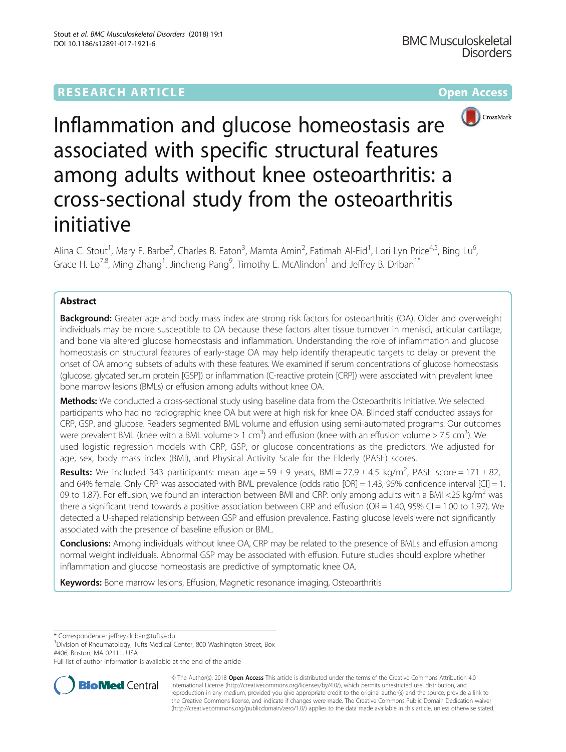RESEARCH ARTICLE

Open Access

# Inflammation and glucose homeostasis are associated with specific structural features among adults without knee osteoarthritis: a cross-sectional study from the osteoarthritis initiative

Alina C. Stout[1], Mary F. Barbe[2], Charles B. Eaton[3], Mamta Amin[2], Fatimah Al-Eid[1], Lori Lyn Price[4,5], Bing Lu[6], Grace H. Lo[7,8], Ming Zhang[1], Jincheng Pang[9], Timothy E. McAlindon[1] and Jeffrey B. Driban[1*]

## Abstract

**Background:** Greater age and body mass index are strong risk factors for osteoarthritis (OA). Older and overweight individuals may be more susceptible to OA because these factors alter tissue turnover in menisci, articular cartilage, and bone via altered glucose homeostasis and inflammation. Understanding the role of inflammation and glucose homeostasis on structural features of early-stage OA may help identify therapeutic targets to delay or prevent the onset of OA among subsets of adults with these features. We examined if serum concentrations of glucose homeostasis (glucose, glycated serum protein [GSP]) or inflammation (C-reactive protein [CRP]) were associated with prevalent knee bone marrow lesions (BMLs) or effusion among adults without knee OA.

**Methods:** We conducted a cross-sectional study using baseline data from the Osteoarthritis Initiative. We selected participants who had no radiographic knee OA but were at high risk for knee OA. Blinded staff conducted assays for CRP, GSP, and glucose. Readers segmented BML volume and effusion using semi-automated programs. Our outcomes were prevalent BML (knee with a BML volume > 1 $cm^3$) and effusion (knee with an effusion volume > 7.5 $cm^3$). We used logistic regression models with CRP, GSP, or glucose concentrations as the predictors. We adjusted for age, sex, body mass index (BMI), and Physical Activity Scale for the Elderly (PASE) scores.

**Results:** We included 343 participants: mean age = 59 ± 9 years, BMI = 27.9 ± 4.5 $kg/m^2$, PASE score = 171 ± 82, and 64% female. Only CRP was associated with BML prevalence (odds ratio [OR] = 1.43, 95% confidence interval [CI] = 1.09 to 1.87). For effusion, we found an interaction between BMI and CRP: only among adults with a BMI <25 $kg/m^2$ was there a significant trend towards a positive association between CRP and effusion (OR = 1.40, 95% CI = 1.00 to 1.97). We detected a U-shaped relationship between GSP and effusion prevalence. Fasting glucose levels were not significantly associated with the presence of baseline effusion or BML.

**Conclusions:** Among individuals without knee OA, CRP may be related to the presence of BMLs and effusion among normal weight individuals. Abnormal GSP may be associated with effusion. Future studies should explore whether inflammation and glucose homeostasis are predictive of symptomatic knee OA.

**Keywords:** Bone marrow lesions, Effusion, Magnetic resonance imaging, Osteoarthritis

---

* Correspondence: jeffrey.driban@tufts.edu
[1]Division of Rheumatology, Tufts Medical Center, 800 Washington Street, Box #406, Boston, MA 02111, USA
Full list of author information is available at the end of the article

© The Author(s). 2018 **Open Access** This article is distributed under the terms of the Creative Commons Attribution 4.0 International License (http://creativecommons.org/licenses/by/4.0/), which permits unrestricted use, distribution, and reproduction in any medium, provided you give appropriate credit to the original author(s) and the source, provide a link to the Creative Commons license, and indicate if changes were made. The Creative Commons Public Domain Dedication waiver (http://creativecommons.org/publicdomain/zero/1.0/) applies to the data made available in this article, unless otherwise stated.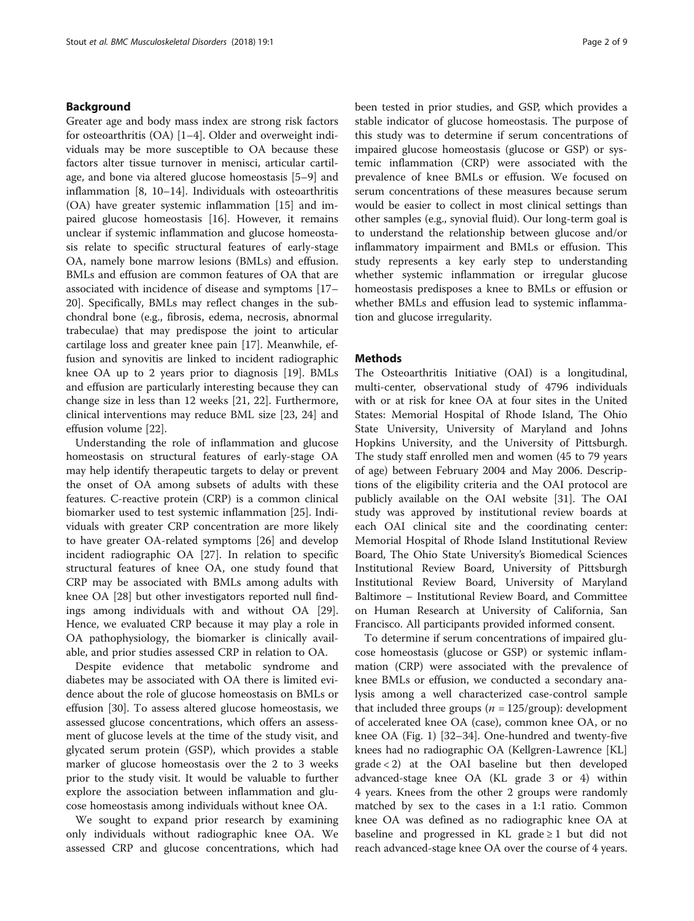## Background

Greater age and body mass index are strong risk factors for osteoarthritis (OA) [1–4]. Older and overweight individuals may be more susceptible to OA because these factors alter tissue turnover in menisci, articular cartilage, and bone via altered glucose homeostasis [5–9] and inflammation [8, 10–14]. Individuals with osteoarthritis (OA) have greater systemic inflammation [15] and impaired glucose homeostasis [16]. However, it remains unclear if systemic inflammation and glucose homeostasis relate to specific structural features of early-stage OA, namely bone marrow lesions (BMLs) and effusion. BMLs and effusion are common features of OA that are associated with incidence of disease and symptoms [17–20]. Specifically, BMLs may reflect changes in the subchondral bone (e.g., fibrosis, edema, necrosis, abnormal trabeculae) that may predispose the joint to articular cartilage loss and greater knee pain [17]. Meanwhile, effusion and synovitis are linked to incident radiographic knee OA up to 2 years prior to diagnosis [19]. BMLs and effusion are particularly interesting because they can change size in less than 12 weeks [21, 22]. Furthermore, clinical interventions may reduce BML size [23, 24] and effusion volume [22].

Understanding the role of inflammation and glucose homeostasis on structural features of early-stage OA may help identify therapeutic targets to delay or prevent the onset of OA among subsets of adults with these features. C-reactive protein (CRP) is a common clinical biomarker used to test systemic inflammation [25]. Individuals with greater CRP concentration are more likely to have greater OA-related symptoms [26] and develop incident radiographic OA [27]. In relation to specific structural features of knee OA, one study found that CRP may be associated with BMLs among adults with knee OA [28] but other investigators reported null findings among individuals with and without OA [29]. Hence, we evaluated CRP because it may play a role in OA pathophysiology, the biomarker is clinically available, and prior studies assessed CRP in relation to OA.

Despite evidence that metabolic syndrome and diabetes may be associated with OA there is limited evidence about the role of glucose homeostasis on BMLs or effusion [30]. To assess altered glucose homeostasis, we assessed glucose concentrations, which offers an assessment of glucose levels at the time of the study visit, and glycated serum protein (GSP), which provides a stable marker of glucose homeostasis over the 2 to 3 weeks prior to the study visit. It would be valuable to further explore the association between inflammation and glucose homeostasis among individuals without knee OA.

We sought to expand prior research by examining only individuals without radiographic knee OA. We assessed CRP and glucose concentrations, which had been tested in prior studies, and GSP, which provides a stable indicator of glucose homeostasis. The purpose of this study was to determine if serum concentrations of impaired glucose homeostasis (glucose or GSP) or systemic inflammation (CRP) were associated with the prevalence of knee BMLs or effusion. We focused on serum concentrations of these measures because serum would be easier to collect in most clinical settings than other samples (e.g., synovial fluid). Our long-term goal is to understand the relationship between glucose and/or inflammatory impairment and BMLs or effusion. This study represents a key early step to understanding whether systemic inflammation or irregular glucose homeostasis predisposes a knee to BMLs or effusion or whether BMLs and effusion lead to systemic inflammation and glucose irregularity.

## Methods

The Osteoarthritis Initiative (OAI) is a longitudinal, multi-center, observational study of 4796 individuals with or at risk for knee OA at four sites in the United States: Memorial Hospital of Rhode Island, The Ohio State University, University of Maryland and Johns Hopkins University, and the University of Pittsburgh. The study staff enrolled men and women (45 to 79 years of age) between February 2004 and May 2006. Descriptions of the eligibility criteria and the OAI protocol are publicly available on the OAI website [31]. The OAI study was approved by institutional review boards at each OAI clinical site and the coordinating center: Memorial Hospital of Rhode Island Institutional Review Board, The Ohio State University's Biomedical Sciences Institutional Review Board, University of Pittsburgh Institutional Review Board, University of Maryland Baltimore – Institutional Review Board, and Committee on Human Research at University of California, San Francisco. All participants provided informed consent.

To determine if serum concentrations of impaired glucose homeostasis (glucose or GSP) or systemic inflammation (CRP) were associated with the prevalence of knee BMLs or effusion, we conducted a secondary analysis among a well characterized case-control sample that included three groups ($n = 125$/group): development of accelerated knee OA (case), common knee OA, or no knee OA (Fig. 1) [32–34]. One-hundred and twenty-five knees had no radiographic OA (Kellgren-Lawrence [KL] grade < 2) at the OAI baseline but then developed advanced-stage knee OA (KL grade 3 or 4) within 4 years. Knees from the other 2 groups were randomly matched by sex to the cases in a 1:1 ratio. Common knee OA was defined as no radiographic knee OA at baseline and progressed in KL grade ≥ 1 but did not reach advanced-stage knee OA over the course of 4 years.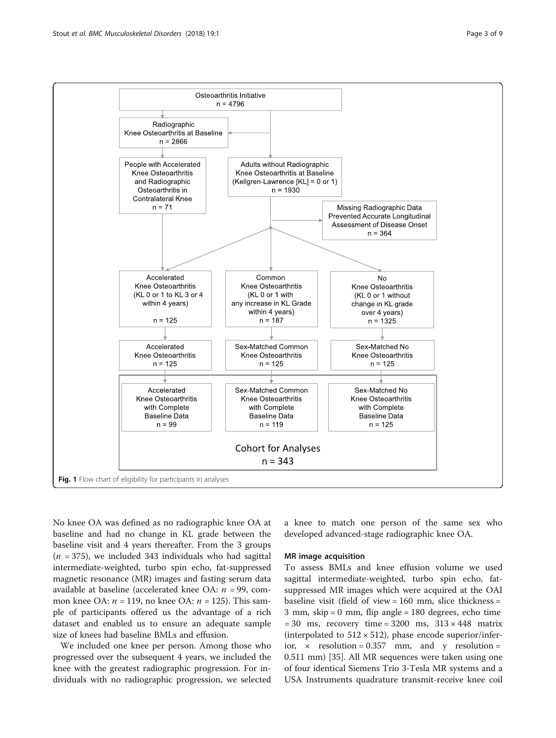Fig. 1 Flow chart of eligibility for participants in analyses

No knee OA was defined as no radiographic knee OA at baseline and had no change in KL grade between the baseline visit and 4 years thereafter. From the 3 groups ($n = 375$), we included 343 individuals who had sagittal intermediate-weighted, turbo spin echo, fat-suppressed magnetic resonance (MR) images and fasting serum data available at baseline (accelerated knee OA: $n = 99$, common knee OA: $n = 119$, no knee OA: $n = 125$). This sample of participants offered us the advantage of a rich dataset and enabled us to ensure an adequate sample size of knees had baseline BMLs and effusion.

We included one knee per person. Among those who progressed over the subsequent 4 years, we included the knee with the greatest radiographic progression. For individuals with no radiographic progression, we selected a knee to match one person of the same sex who developed advanced-stage radiographic knee OA.

### MR image acquisition

To assess BMLs and knee effusion volume we used sagittal intermediate-weighted, turbo spin echo, fat-suppressed MR images which were acquired at the OAI baseline visit (field of view = 160 mm, slice thickness = 3 mm, skip = 0 mm, flip angle = 180 degrees, echo time = 30 ms, recovery time = 3200 ms, $313 \times 448$ matrix (interpolated to $512 \times 512$), phase encode superior/inferior, x resolution = 0.357 mm, and y resolution = 0.511 mm) [35]. All MR sequences were taken using one of four identical Siemens Trio 3-Tesla MR systems and a USA Instruments quadrature transmit-receive knee coil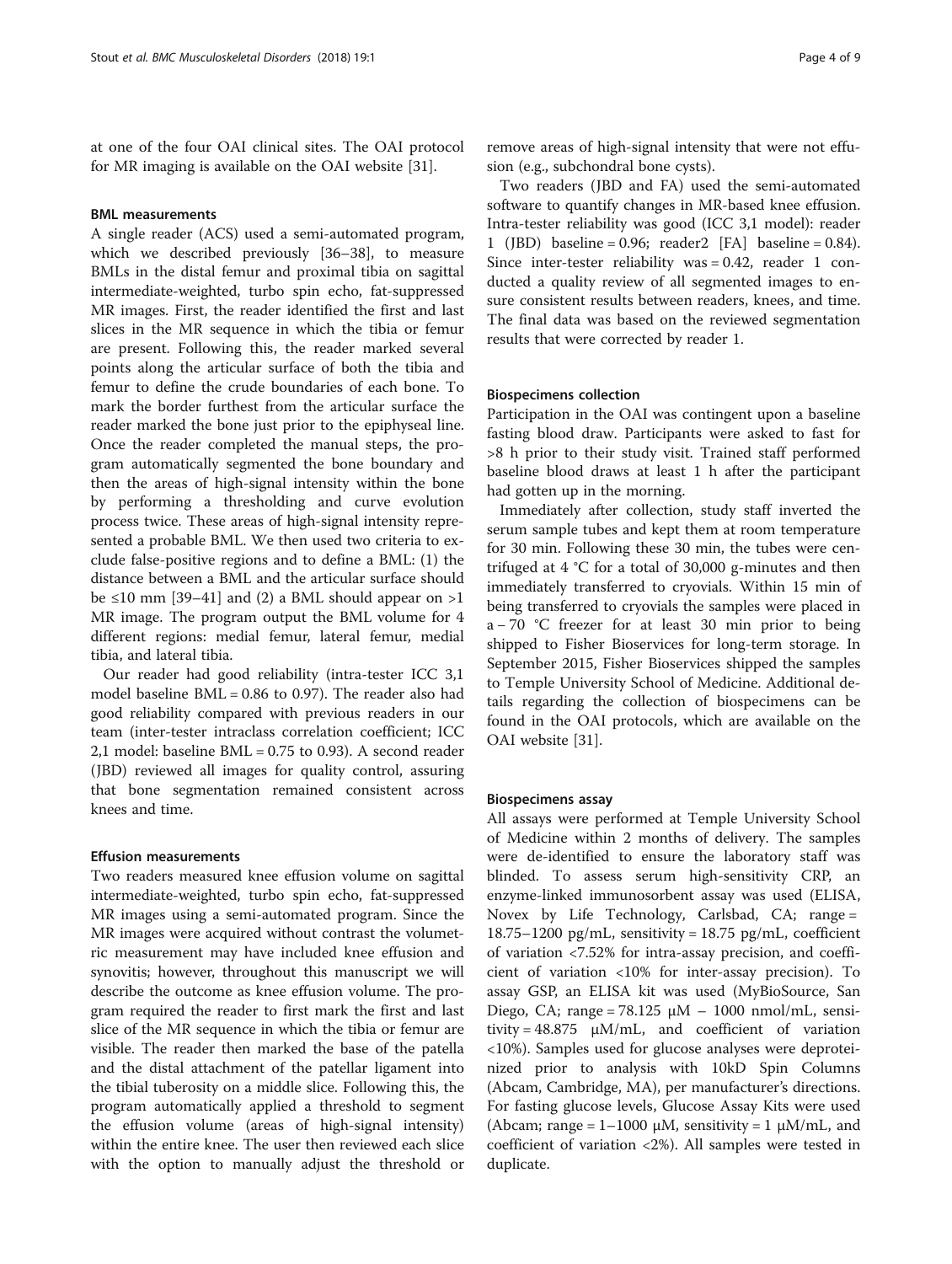at one of the four OAI clinical sites. The OAI protocol for MR imaging is available on the OAI website [31].

### BML measurements

A single reader (ACS) used a semi-automated program, which we described previously [36–38], to measure BMLs in the distal femur and proximal tibia on sagittal intermediate-weighted, turbo spin echo, fat-suppressed MR images. First, the reader identified the first and last slices in the MR sequence in which the tibia or femur are present. Following this, the reader marked several points along the articular surface of both the tibia and femur to define the crude boundaries of each bone. To mark the border furthest from the articular surface the reader marked the bone just prior to the epiphyseal line. Once the reader completed the manual steps, the program automatically segmented the bone boundary and then the areas of high-signal intensity within the bone by performing a thresholding and curve evolution process twice. These areas of high-signal intensity represented a probable BML. We then used two criteria to exclude false-positive regions and to define a BML: (1) the distance between a BML and the articular surface should be ≤10 mm [39–41] and (2) a BML should appear on >1 MR image. The program output the BML volume for 4 different regions: medial femur, lateral femur, medial tibia, and lateral tibia.

Our reader had good reliability (intra-tester ICC 3,1 model baseline BML = 0.86 to 0.97). The reader also had good reliability compared with previous readers in our team (inter-tester intraclass correlation coefficient; ICC 2,1 model: baseline BML = 0.75 to 0.93). A second reader (JBD) reviewed all images for quality control, assuring that bone segmentation remained consistent across knees and time.

### Effusion measurements

Two readers measured knee effusion volume on sagittal intermediate-weighted, turbo spin echo, fat-suppressed MR images using a semi-automated program. Since the MR images were acquired without contrast the volumetric measurement may have included knee effusion and synovitis; however, throughout this manuscript we will describe the outcome as knee effusion volume. The program required the reader to first mark the first and last slice of the MR sequence in which the tibia or femur are visible. The reader then marked the base of the patella and the distal attachment of the patellar ligament into the tibial tuberosity on a middle slice. Following this, the program automatically applied a threshold to segment the effusion volume (areas of high-signal intensity) within the entire knee. The user then reviewed each slice with the option to manually adjust the threshold or remove areas of high-signal intensity that were not effusion (e.g., subchondral bone cysts).

Two readers (JBD and FA) used the semi-automated software to quantify changes in MR-based knee effusion. Intra-tester reliability was good (ICC 3,1 model): reader 1 (JBD) baseline = 0.96; reader2 [FA] baseline = 0.84). Since inter-tester reliability was = 0.42, reader 1 conducted a quality review of all segmented images to ensure consistent results between readers, knees, and time. The final data was based on the reviewed segmentation results that were corrected by reader 1.

### Biospecimens collection

Participation in the OAI was contingent upon a baseline fasting blood draw. Participants were asked to fast for >8 h prior to their study visit. Trained staff performed baseline blood draws at least 1 h after the participant had gotten up in the morning.

Immediately after collection, study staff inverted the serum sample tubes and kept them at room temperature for 30 min. Following these 30 min, the tubes were centrifuged at 4 °C for a total of 30,000 g-minutes and then immediately transferred to cryovials. Within 15 min of being transferred to cryovials the samples were placed in a – 70 °C freezer for at least 30 min prior to being shipped to Fisher Bioservices for long-term storage. In September 2015, Fisher Bioservices shipped the samples to Temple University School of Medicine. Additional details regarding the collection of biospecimens can be found in the OAI protocols, which are available on the OAI website [31].

### Biospecimens assay

All assays were performed at Temple University School of Medicine within 2 months of delivery. The samples were de-identified to ensure the laboratory staff was blinded. To assess serum high-sensitivity CRP, an enzyme-linked immunosorbent assay was used (ELISA, Novex by Life Technology, Carlsbad, CA; range = 18.75–1200 pg/mL, sensitivity = 18.75 pg/mL, coefficient of variation <7.52% for intra-assay precision, and coefficient of variation <10% for inter-assay precision). To assay GSP, an ELISA kit was used (MyBioSource, San Diego, CA; range = 78.125 μM – 1000 nmol/mL, sensitivity = 48.875 μM/mL, and coefficient of variation <10%). Samples used for glucose analyses were deproteinized prior to analysis with 10kD Spin Columns (Abcam, Cambridge, MA), per manufacturer's directions. For fasting glucose levels, Glucose Assay Kits were used (Abcam; range = 1–1000 μM, sensitivity = 1 μM/mL, and coefficient of variation <2%). All samples were tested in duplicate.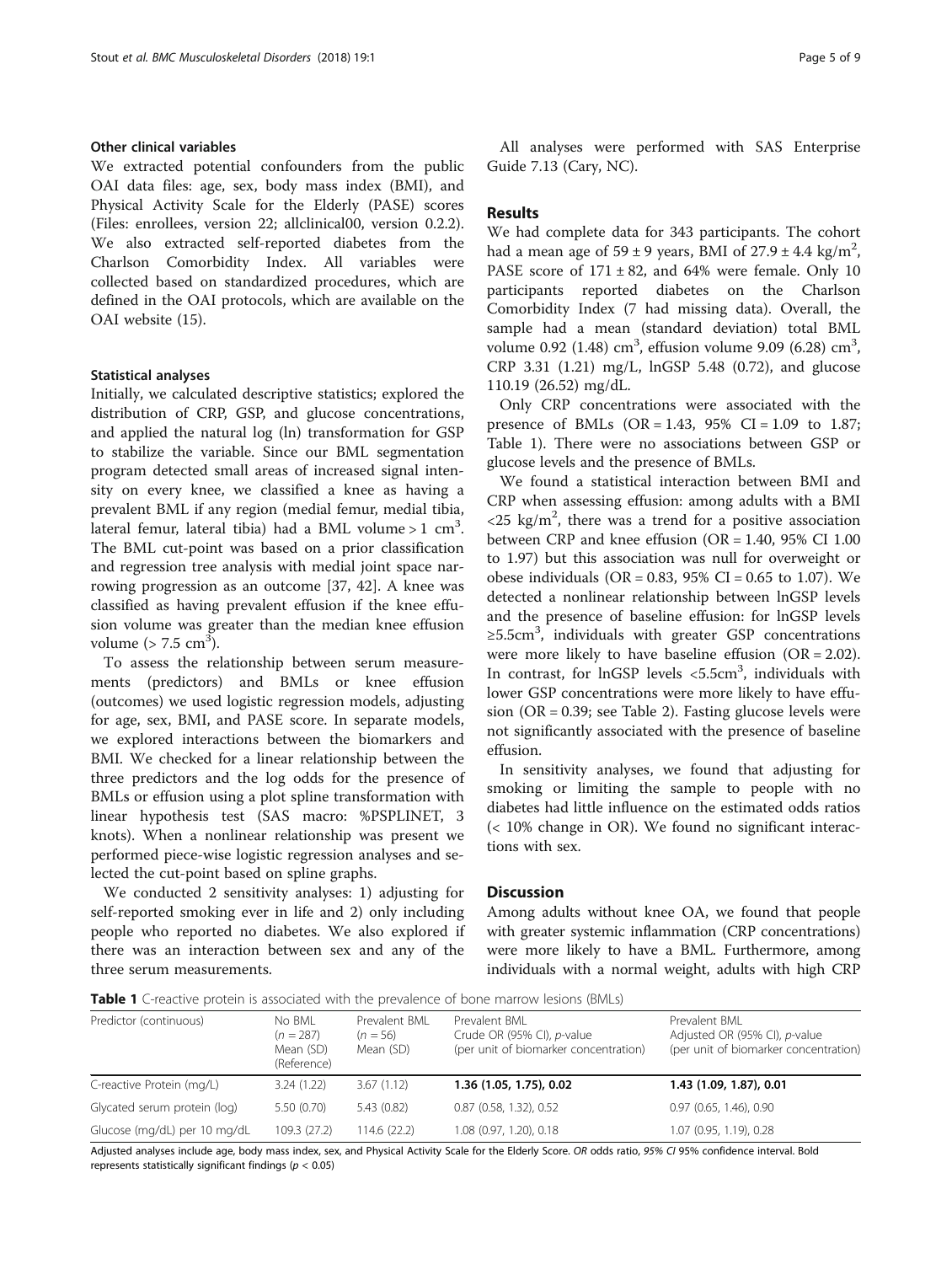### Other clinical variables

We extracted potential confounders from the public OAI data files: age, sex, body mass index (BMI), and Physical Activity Scale for the Elderly (PASE) scores (Files: enrollees, version 22; allclinical00, version 0.2.2). We also extracted self-reported diabetes from the Charlson Comorbidity Index. All variables were collected based on standardized procedures, which are defined in the OAI protocols, which are available on the OAI website (15).

### Statistical analyses

Initially, we calculated descriptive statistics; explored the distribution of CRP, GSP, and glucose concentrations, and applied the natural log (ln) transformation for GSP to stabilize the variable. Since our BML segmentation program detected small areas of increased signal intensity on every knee, we classified a knee as having a prevalent BML if any region (medial femur, medial tibia, lateral femur, lateral tibia) had a BML volume > 1 $cm^3$. The BML cut-point was based on a prior classification and regression tree analysis with medial joint space narrowing progression as an outcome [37, 42]. A knee was classified as having prevalent effusion if the knee effusion volume was greater than the median knee effusion volume (> 7.5 $cm^3$).

To assess the relationship between serum measurements (predictors) and BMLs or knee effusion (outcomes) we used logistic regression models, adjusting for age, sex, BMI, and PASE score. In separate models, we explored interactions between the biomarkers and BMI. We checked for a linear relationship between the three predictors and the log odds for the presence of BMLs or effusion using a plot spline transformation with linear hypothesis test (SAS macro: %PSPLINET, 3 knots). When a nonlinear relationship was present we performed piece-wise logistic regression analyses and selected the cut-point based on spline graphs.

We conducted 2 sensitivity analyses: 1) adjusting for self-reported smoking ever in life and 2) only including people who reported no diabetes. We also explored if there was an interaction between sex and any of the three serum measurements.

All analyses were performed with SAS Enterprise Guide 7.13 (Cary, NC).

## Results

We had complete data for 343 participants. The cohort had a mean age of 59 ± 9 years, BMI of 27.9 ± 4.4 $kg/m^2$, PASE score of 171 ± 82, and 64% were female. Only 10 participants reported diabetes on the Charlson Comorbidity Index (7 had missing data). Overall, the sample had a mean (standard deviation) total BML volume 0.92 (1.48) $cm^3$, effusion volume 9.09 (6.28) $cm^3$, CRP 3.31 (1.21) mg/L, lnGSP 5.48 (0.72), and glucose 110.19 (26.52) mg/dL.

Only CRP concentrations were associated with the presence of BMLs (OR = 1.43, 95% CI = 1.09 to 1.87; Table 1). There were no associations between GSP or glucose levels and the presence of BMLs.

We found a statistical interaction between BMI and CRP when assessing effusion: among adults with a BMI <25 $kg/m^2$, there was a trend for a positive association between CRP and knee effusion (OR = 1.40, 95% CI 1.00 to 1.97) but this association was null for overweight or obese individuals (OR = 0.83, 95% CI = 0.65 to 1.07). We detected a nonlinear relationship between lnGSP levels and the presence of baseline effusion: for lnGSP levels ≥5.5$cm^3$, individuals with greater GSP concentrations were more likely to have baseline effusion (OR = 2.02). In contrast, for lnGSP levels <5.5$cm^3$, individuals with lower GSP concentrations were more likely to have effusion (OR = 0.39; see Table 2). Fasting glucose levels were not significantly associated with the presence of baseline effusion.

In sensitivity analyses, we found that adjusting for smoking or limiting the sample to people with no diabetes had little influence on the estimated odds ratios (< 10% change in OR). We found no significant interactions with sex.

## Discussion

Among adults without knee OA, we found that people with greater systemic inflammation (CRP concentrations) were more likely to have a BML. Furthermore, among individuals with a normal weight, adults with high CRP

**Table 1** C-reactive protein is associated with the prevalence of bone marrow lesions (BMLs)

| Predictor (continuous) | No BML ($n$ = 287) Mean (SD) (Reference) | Prevalent BML ($n$ = 56) Mean (SD) | Prevalent BML Crude OR (95% CI), *p*-value (per unit of biomarker concentration) | Prevalent BML Adjusted OR (95% CI), *p*-value (per unit of biomarker concentration) |
|---|---|---|---|---|
| C-reactive Protein (mg/L) | 3.24 (1.22) | 3.67 (1.12) | **1.36 (1.05, 1.75), 0.02** | **1.43 (1.09, 1.87), 0.01** |
| Glycated serum protein (log) | 5.50 (0.70) | 5.43 (0.82) | 0.87 (0.58, 1.32), 0.52 | 0.97 (0.65, 1.46), 0.90 |
| Glucose (mg/dL) per 10 mg/dL | 109.3 (27.2) | 114.6 (22.2) | 1.08 (0.97, 1.20), 0.18 | 1.07 (0.95, 1.19), 0.28 |

Adjusted analyses include age, body mass index, sex, and Physical Activity Scale for the Elderly Score. *OR* odds ratio, *95% CI* 95% confidence interval. Bold represents statistically significant findings ($p$ < 0.05)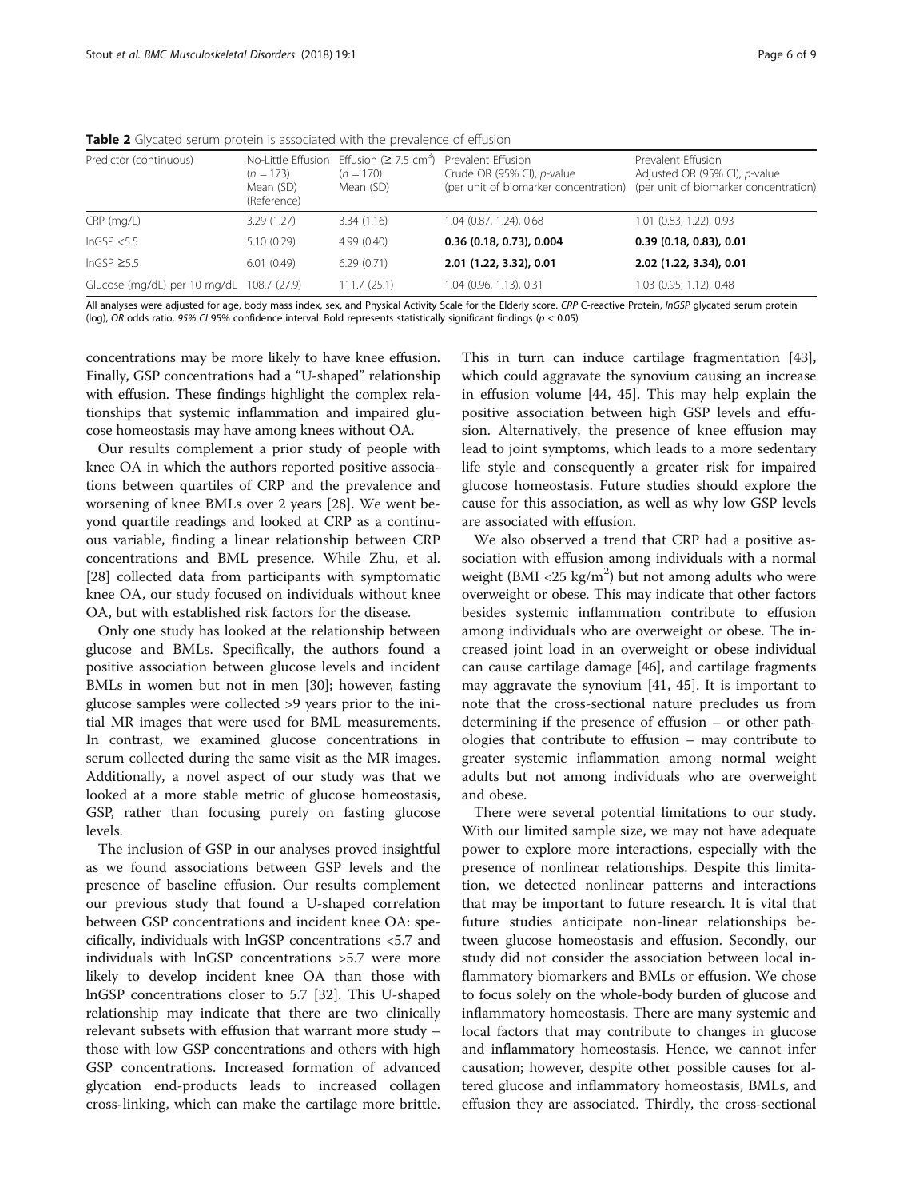**Table 2** Glycated serum protein is associated with the prevalence of effusion

| Predictor (continuous) | No-Little Effusion ($n = 173$) Mean (SD) (Reference) | Effusion ($\geq 7.5$ cm$^3$) ($n = 170$) Mean (SD) | Prevalent Effusion Crude OR (95% CI), *p*-value (per unit of biomarker concentration) | Prevalent Effusion Adjusted OR (95% CI), *p*-value (per unit of biomarker concentration) |
|---|---|---|---|---|
| CRP (mg/L) | 3.29 (1.27) | 3.34 (1.16) | 1.04 (0.87, 1.24), 0.68 | 1.01 (0.83, 1.22), 0.93 |
| lnGSP <5.5 | 5.10 (0.29) | 4.99 (0.40) | **0.36 (0.18, 0.73), 0.004** | **0.39 (0.18, 0.83), 0.01** |
| lnGSP ≥5.5 | 6.01 (0.49) | 6.29 (0.71) | **2.01 (1.22, 3.32), 0.01** | **2.02 (1.22, 3.34), 0.01** |
| Glucose (mg/dL) per 10 mg/dL | 108.7 (27.9) | 111.7 (25.1) | 1.04 (0.96, 1.13), 0.31 | 1.03 (0.95, 1.12), 0.48 |

All analyses were adjusted for age, body mass index, sex, and Physical Activity Scale for the Elderly score. *CRP* C-reactive Protein, *lnGSP* glycated serum protein (log), *OR* odds ratio, *95% CI* 95% confidence interval. Bold represents statistically significant findings ($p < 0.05$)

concentrations may be more likely to have knee effusion. Finally, GSP concentrations had a "U-shaped" relationship with effusion. These findings highlight the complex relationships that systemic inflammation and impaired glucose homeostasis may have among knees without OA.

Our results complement a prior study of people with knee OA in which the authors reported positive associations between quartiles of CRP and the prevalence and worsening of knee BMLs over 2 years [28]. We went beyond quartile readings and looked at CRP as a continuous variable, finding a linear relationship between CRP concentrations and BML presence. While Zhu, et al. [28] collected data from participants with symptomatic knee OA, our study focused on individuals without knee OA, but with established risk factors for the disease.

Only one study has looked at the relationship between glucose and BMLs. Specifically, the authors found a positive association between glucose levels and incident BMLs in women but not in men [30]; however, fasting glucose samples were collected >9 years prior to the initial MR images that were used for BML measurements. In contrast, we examined glucose concentrations in serum collected during the same visit as the MR images. Additionally, a novel aspect of our study was that we looked at a more stable metric of glucose homeostasis, GSP, rather than focusing purely on fasting glucose levels.

The inclusion of GSP in our analyses proved insightful as we found associations between GSP levels and the presence of baseline effusion. Our results complement our previous study that found a U-shaped correlation between GSP concentrations and incident knee OA: specifically, individuals with lnGSP concentrations <5.7 and individuals with lnGSP concentrations >5.7 were more likely to develop incident knee OA than those with lnGSP concentrations closer to 5.7 [32]. This U-shaped relationship may indicate that there are two clinically relevant subsets with effusion that warrant more study – those with low GSP concentrations and others with high GSP concentrations. Increased formation of advanced glycation end-products leads to increased collagen cross-linking, which can make the cartilage more brittle. This in turn can induce cartilage fragmentation [43], which could aggravate the synovium causing an increase in effusion volume [44, 45]. This may help explain the positive association between high GSP levels and effusion. Alternatively, the presence of knee effusion may lead to joint symptoms, which leads to a more sedentary life style and consequently a greater risk for impaired glucose homeostasis. Future studies should explore the cause for this association, as well as why low GSP levels are associated with effusion.

We also observed a trend that CRP had a positive association with effusion among individuals with a normal weight (BMI <25 kg/m$^2$) but not among adults who were overweight or obese. This may indicate that other factors besides systemic inflammation contribute to effusion among individuals who are overweight or obese. The increased joint load in an overweight or obese individual can cause cartilage damage [46], and cartilage fragments may aggravate the synovium [41, 45]. It is important to note that the cross-sectional nature precludes us from determining if the presence of effusion – or other pathologies that contribute to effusion – may contribute to greater systemic inflammation among normal weight adults but not among individuals who are overweight and obese.

There were several potential limitations to our study. With our limited sample size, we may not have adequate power to explore more interactions, especially with the presence of nonlinear relationships. Despite this limitation, we detected nonlinear patterns and interactions that may be important to future research. It is vital that future studies anticipate non-linear relationships between glucose homeostasis and effusion. Secondly, our study did not consider the association between local inflammatory biomarkers and BMLs or effusion. We chose to focus solely on the whole-body burden of glucose and inflammatory homeostasis. There are many systemic and local factors that may contribute to changes in glucose and inflammatory homeostasis. Hence, we cannot infer causation; however, despite other possible causes for altered glucose and inflammatory homeostasis, BMLs, and effusion they are associated. Thirdly, the cross-sectional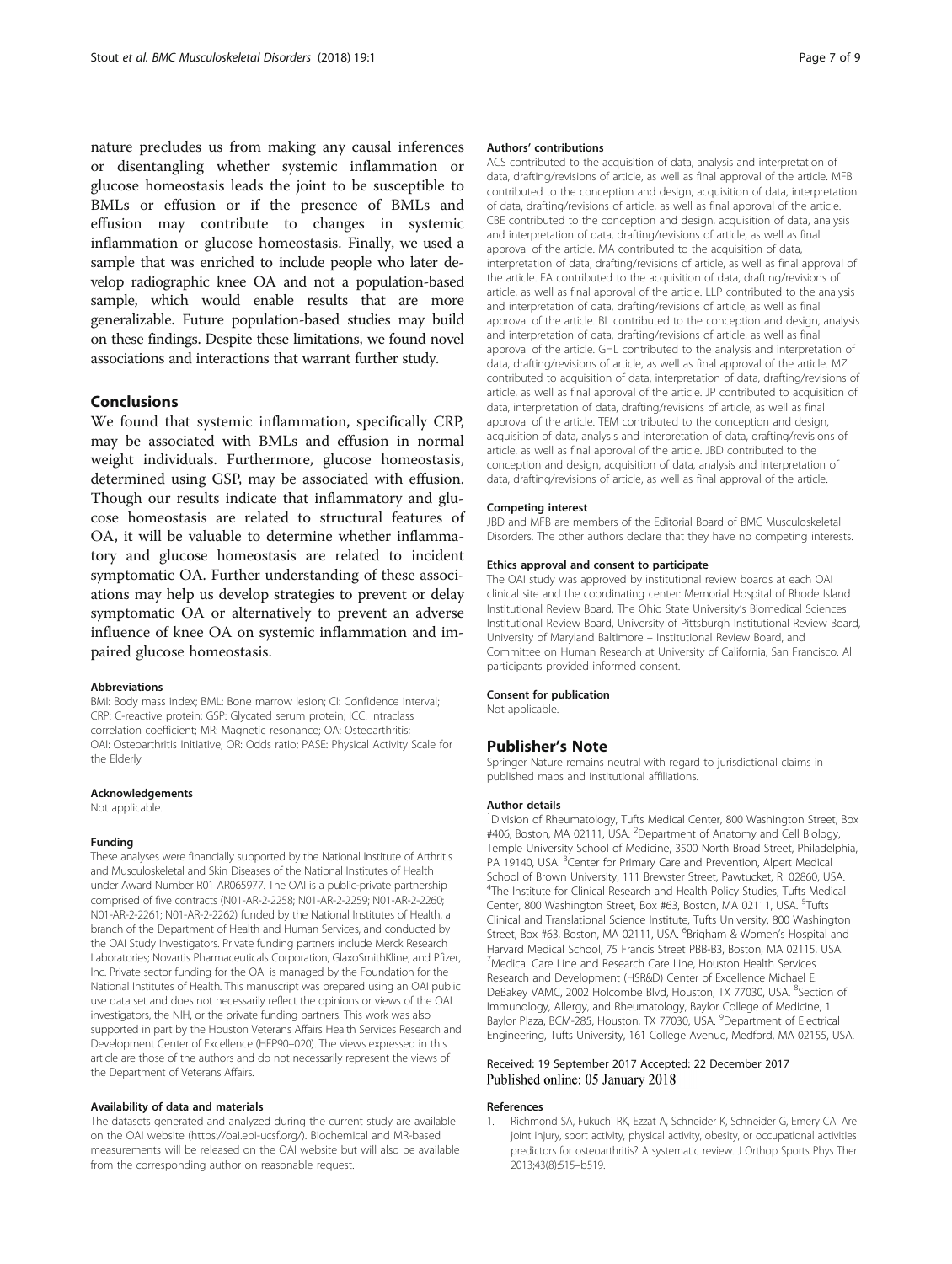nature precludes us from making any causal inferences or disentangling whether systemic inflammation or glucose homeostasis leads the joint to be susceptible to BMLs or effusion or if the presence of BMLs and effusion may contribute to changes in systemic inflammation or glucose homeostasis. Finally, we used a sample that was enriched to include people who later develop radiographic knee OA and not a population-based sample, which would enable results that are more generalizable. Future population-based studies may build on these findings. Despite these limitations, we found novel associations and interactions that warrant further study.

## Conclusions

We found that systemic inflammation, specifically CRP, may be associated with BMLs and effusion in normal weight individuals. Furthermore, glucose homeostasis, determined using GSP, may be associated with effusion. Though our results indicate that inflammatory and glucose homeostasis are related to structural features of OA, it will be valuable to determine whether inflammatory and glucose homeostasis are related to incident symptomatic OA. Further understanding of these associations may help us develop strategies to prevent or delay symptomatic OA or alternatively to prevent an adverse influence of knee OA on systemic inflammation and impaired glucose homeostasis.

#### Abbreviations

BMI: Body mass index; BML: Bone marrow lesion; CI: Confidence interval; CRP: C-reactive protein; GSP: Glycated serum protein; ICC: Intraclass correlation coefficient; MR: Magnetic resonance; OA: Osteoarthritis; OAI: Osteoarthritis Initiative; OR: Odds ratio; PASE: Physical Activity Scale for the Elderly

#### Acknowledgements

Not applicable.

#### Funding

These analyses were financially supported by the National Institute of Arthritis and Musculoskeletal and Skin Diseases of the National Institutes of Health under Award Number R01 AR065977. The OAI is a public-private partnership comprised of five contracts (N01-AR-2-2258; N01-AR-2-2259; N01-AR-2-2260; N01-AR-2-2261; N01-AR-2-2262) funded by the National Institutes of Health, a branch of the Department of Health and Human Services, and conducted by the OAI Study Investigators. Private funding partners include Merck Research Laboratories; Novartis Pharmaceuticals Corporation, GlaxoSmithKline; and Pfizer, Inc. Private sector funding for the OAI is managed by the Foundation for the National Institutes of Health. This manuscript was prepared using an OAI public use data set and does not necessarily reflect the opinions or views of the OAI investigators, the NIH, or the private funding partners. This work was also supported in part by the Houston Veterans Affairs Health Services Research and Development Center of Excellence (HFP90–020). The views expressed in this article are those of the authors and do not necessarily represent the views of the Department of Veterans Affairs.

#### Availability of data and materials

The datasets generated and analyzed during the current study are available on the OAI website (https://oai.epi-ucsf.org/). Biochemical and MR-based measurements will be released on the OAI website but will also be available from the corresponding author on reasonable request.

#### Authors' contributions

ACS contributed to the acquisition of data, analysis and interpretation of data, drafting/revisions of article, as well as final approval of the article. MFB contributed to the conception and design, acquisition of data, interpretation of data, drafting/revisions of article, as well as final approval of the article. CBE contributed to the conception and design, acquisition of data, analysis and interpretation of data, drafting/revisions of article, as well as final approval of the article. MA contributed to the acquisition of data, interpretation of data, drafting/revisions of article, as well as final approval of the article. FA contributed to the acquisition of data, drafting/revisions of article, as well as final approval of the article. LLP contributed to the analysis and interpretation of data, drafting/revisions of article, as well as final approval of the article. BL contributed to the conception and design, analysis and interpretation of data, drafting/revisions of article, as well as final approval of the article. GHL contributed to the analysis and interpretation of data, drafting/revisions of article, as well as final approval of the article. MZ contributed to acquisition of data, interpretation of data, drafting/revisions of article, as well as final approval of the article. JP contributed to acquisition of data, interpretation of data, drafting/revisions of article, as well as final approval of the article. TEM contributed to the conception and design, acquisition of data, analysis and interpretation of data, drafting/revisions of article, as well as final approval of the article. JBD contributed to the conception and design, acquisition of data, analysis and interpretation of data, drafting/revisions of article, as well as final approval of the article.

#### Competing interest

JBD and MFB are members of the Editorial Board of BMC Musculoskeletal Disorders. The other authors declare that they have no competing interests.

#### Ethics approval and consent to participate

The OAI study was approved by institutional review boards at each OAI clinical site and the coordinating center: Memorial Hospital of Rhode Island Institutional Review Board, The Ohio State University's Biomedical Sciences Institutional Review Board, University of Pittsburgh Institutional Review Board, University of Maryland Baltimore – Institutional Review Board, and Committee on Human Research at University of California, San Francisco. All participants provided informed consent.

#### Consent for publication

Not applicable.

## Publisher's Note

Springer Nature remains neutral with regard to jurisdictional claims in published maps and institutional affiliations.

#### Author details

[1]Division of Rheumatology, Tufts Medical Center, 800 Washington Street, Box #406, Boston, MA 02111, USA. [2]Department of Anatomy and Cell Biology, Temple University School of Medicine, 3500 North Broad Street, Philadelphia, PA 19140, USA. [3]Center for Primary Care and Prevention, Alpert Medical School of Brown University, 111 Brewster Street, Pawtucket, RI 02860, USA. [4]The Institute for Clinical Research and Health Policy Studies, Tufts Medical Center, 800 Washington Street, Box #63, Boston, MA 02111, USA. [5]Tufts Clinical and Translational Science Institute, Tufts University, 800 Washington Street, Box #63, Boston, MA 02111, USA. [6]Brigham & Women's Hospital and Harvard Medical School, 75 Francis Street PBB-B3, Boston, MA 02115, USA. [7]Medical Care Line and Research Care Line, Houston Health Services Research and Development (HSR&D) Center of Excellence Michael E. DeBakey VAMC, 2002 Holcombe Blvd, Houston, TX 77030, USA. [8]Section of Immunology, Allergy, and Rheumatology, Baylor College of Medicine, 1 Baylor Plaza, BCM-285, Houston, TX 77030, USA. [9]Department of Electrical Engineering, Tufts University, 161 College Avenue, Medford, MA 02155, USA.

Received: 19 September 2017 Accepted: 22 December 2017
Published online: 05 January 2018

#### References

1. Richmond SA, Fukuchi RK, Ezzat A, Schneider K, Schneider G, Emery CA. Are joint injury, sport activity, physical activity, obesity, or occupational activities predictors for osteoarthritis? A systematic review. J Orthop Sports Phys Ther. 2013;43(8):515–b519.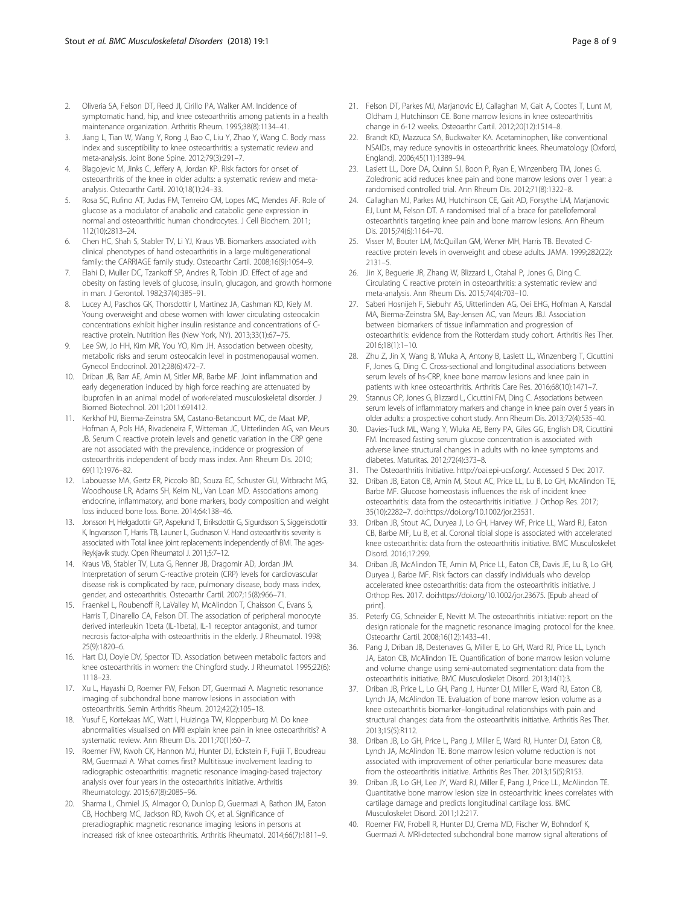2. Oliveria SA, Felson DT, Reed JI, Cirillo PA, Walker AM. Incidence of symptomatic hand, hip, and knee osteoarthritis among patients in a health maintenance organization. Arthritis Rheum. 1995;38(8):1134–41.
3. Jiang L, Tian W, Wang Y, Rong J, Bao C, Liu Y, Zhao Y, Wang C. Body mass index and susceptibility to knee osteoarthritis: a systematic review and meta-analysis. Joint Bone Spine. 2012;79(3):291–7.
4. Blagojevic M, Jinks C, Jeffery A, Jordan KP. Risk factors for onset of osteoarthritis of the knee in older adults: a systematic review and meta-analysis. Osteoarthr Cartil. 2010;18(1):24–33.
5. Rosa SC, Rufino AT, Judas FM, Tenreiro CM, Lopes MC, Mendes AF. Role of glucose as a modulator of anabolic and catabolic gene expression in normal and osteoarthritic human chondrocytes. J Cell Biochem. 2011; 112(10):2813–24.
6. Chen HC, Shah S, Stabler TV, Li YJ, Kraus VB. Biomarkers associated with clinical phenotypes of hand osteoarthritis in a large multigenerational family: the CARRIAGE family study. Osteoarthr Cartil. 2008;16(9):1054–9.
7. Elahi D, Muller DC, Tzankoff SP, Andres R, Tobin JD. Effect of age and obesity on fasting levels of glucose, insulin, glucagon, and growth hormone in man. J Gerontol. 1982;37(4):385–91.
8. Lucey AJ, Paschos GK, Thorsdottir I, Martinez JA, Cashman KD, Kiely M. Young overweight and obese women with lower circulating osteocalcin concentrations exhibit higher insulin resistance and concentrations of C-reactive protein. Nutrition Res (New York, NY). 2013;33(1):67–75.
9. Lee SW, Jo HH, Kim MR, You YO, Kim JH. Association between obesity, metabolic risks and serum osteocalcin level in postmenopausal women. Gynecol Endocrinol. 2012;28(6):472–7.
10. Driban JB, Barr AE, Amin M, Sitler MR, Barbe MF. Joint inflammation and early degeneration induced by high force reaching are attenuated by ibuprofen in an animal model of work-related musculoskeletal disorder. J Biomed Biotechnol. 2011;2011:691412.
11. Kerkhof HJ, Bierma-Zeinstra SM, Castano-Betancourt MC, de Maat MP, Hofman A, Pols HA, Rivadeneira F, Witteman JC, Uitterlinden AG, van Meurs JB. Serum C reactive protein levels and genetic variation in the CRP gene are not associated with the prevalence, incidence or progression of osteoarthritis independent of body mass index. Ann Rheum Dis. 2010; 69(11):1976–82.
12. Labouesse MA, Gertz ER, Piccolo BD, Souza EC, Schuster GU, Witbracht MG, Woodhouse LR, Adams SH, Keim NL, Van Loan MD. Associations among endocrine, inflammatory, and bone markers, body composition and weight loss induced bone loss. Bone. 2014;64:138–46.
13. Jonsson H, Helgadottir GP, Aspelund T, Eiriksdottir G, Sigurdsson S, Siggeirsdottir K, Ingvarsson T, Harris TB, Launer L, Gudnason V. Hand osteoarthritis severity is associated with Total knee joint replacements independently of BMI. The ages-Reykjavik study. Open Rheumatol J. 2011;5:7–12.
14. Kraus VB, Stabler TV, Luta G, Renner JB, Dragomir AD, Jordan JM. Interpretation of serum C-reactive protein (CRP) levels for cardiovascular disease risk is complicated by race, pulmonary disease, body mass index, gender, and osteoarthritis. Osteoarthr Cartil. 2007;15(8):966–71.
15. Fraenkel L, Roubenoff R, LaValley M, McAlindon T, Chaisson C, Evans S, Harris T, Dinarello CA, Felson DT. The association of peripheral monocyte derived interleukin 1beta (IL-1beta), IL-1 receptor antagonist, and tumor necrosis factor-alpha with osteoarthritis in the elderly. J Rheumatol. 1998; 25(9):1820–6.
16. Hart DJ, Doyle DV, Spector TD. Association between metabolic factors and knee osteoarthritis in women: the Chingford study. J Rheumatol. 1995;22(6): 1118–23.
17. Xu L, Hayashi D, Roemer FW, Felson DT, Guermazi A. Magnetic resonance imaging of subchondral bone marrow lesions in association with osteoarthritis. Semin Arthritis Rheum. 2012;42(2):105–18.
18. Yusuf E, Kortekaas MC, Watt I, Huizinga TW, Kloppenburg M. Do knee abnormalities visualised on MRI explain knee pain in knee osteoarthritis? A systematic review. Ann Rheum Dis. 2011;70(1):60–7.
19. Roemer FW, Kwoh CK, Hannon MJ, Hunter DJ, Eckstein F, Fujii T, Boudreau RM, Guermazi A. What comes first? Multitissue involvement leading to radiographic osteoarthritis: magnetic resonance imaging-based trajectory analysis over four years in the osteoarthritis initiative. Arthritis Rheumatology. 2015;67(8):2085–96.
20. Sharma L, Chmiel JS, Almagor O, Dunlop D, Guermazi A, Bathon JM, Eaton CB, Hochberg MC, Jackson RD, Kwoh CK, et al. Significance of preradiographic magnetic resonance imaging lesions in persons at increased risk of knee osteoarthritis. Arthritis Rheumatol. 2014;66(7):1811–9.
21. Felson DT, Parkes MJ, Marjanovic EJ, Callaghan M, Gait A, Cootes T, Lunt M, Oldham J, Hutchinson CE. Bone marrow lesions in knee osteoarthritis change in 6-12 weeks. Osteoarthr Cartil. 2012;20(12):1514–8.
22. Brandt KD, Mazzuca SA, Buckwalter KA. Acetaminophen, like conventional NSAIDs, may reduce synovitis in osteoarthritic knees. Rheumatology (Oxford, England). 2006;45(11):1389–94.
23. Laslett LL, Dore DA, Quinn SJ, Boon P, Ryan E, Winzenberg TM, Jones G. Zoledronic acid reduces knee pain and bone marrow lesions over 1 year: a randomised controlled trial. Ann Rheum Dis. 2012;71(8):1322–8.
24. Callaghan MJ, Parkes MJ, Hutchinson CE, Gait AD, Forsythe LM, Marjanovic EJ, Lunt M, Felson DT. A randomised trial of a brace for patellofemoral osteoarthritis targeting knee pain and bone marrow lesions. Ann Rheum Dis. 2015;74(6):1164–70.
25. Visser M, Bouter LM, McQuillan GM, Wener MH, Harris TB. Elevated C-reactive protein levels in overweight and obese adults. JAMA. 1999;282(22): 2131–5.
26. Jin X, Beguerie JR, Zhang W, Blizzard L, Otahal P, Jones G, Ding C. Circulating C reactive protein in osteoarthritis: a systematic review and meta-analysis. Ann Rheum Dis. 2015;74(4):703–10.
27. Saberi Hosnijeh F, Siebuhr AS, Uitterlinden AG, Oei EHG, Hofman A, Karsdal MA, Bierma-Zeinstra SM, Bay-Jensen AC, van Meurs JBJ. Association between biomarkers of tissue inflammation and progression of osteoarthritis: evidence from the Rotterdam study cohort. Arthritis Res Ther. 2016;18(1):1–10.
28. Zhu Z, Jin X, Wang B, Wluka A, Antony B, Laslett LL, Winzenberg T, Cicuttini F, Jones G, Ding C. Cross-sectional and longitudinal associations between serum levels of hs-CRP, knee bone marrow lesions and knee pain in patients with knee osteoarthritis. Arthritis Care Res. 2016;68(10):1471–7.
29. Stannus OP, Jones G, Blizzard L, Cicuttini FM, Ding C. Associations between serum levels of inflammatory markers and change in knee pain over 5 years in older adults: a prospective cohort study. Ann Rheum Dis. 2013;72(4):535–40.
30. Davies-Tuck ML, Wang Y, Wluka AE, Berry PA, Giles GG, English DR, Cicuttini FM. Increased fasting serum glucose concentration is associated with adverse knee structural changes in adults with no knee symptoms and diabetes. Maturitas. 2012;72(4):373–8.
31. The Osteoarthritis Initiative. http://oai.epi-ucsf.org/. Accessed 5 Dec 2017.
32. Driban JB, Eaton CB, Amin M, Stout AC, Price LL, Lu B, Lo GH, McAlindon TE, Barbe MF. Glucose homeostasis influences the risk of incident knee osteoarthritis: data from the osteoarthritis initiative. J Orthop Res. 2017; 35(10):2282–7. doi:https://doi.org/10.1002/jor.23531.
33. Driban JB, Stout AC, Duryea J, Lo GH, Harvey WF, Price LL, Ward RJ, Eaton CB, Barbe MF, Lu B, et al. Coronal tibial slope is associated with accelerated knee osteoarthritis: data from the osteoarthritis initiative. BMC Musculoskelet Disord. 2016;17:299.
34. Driban JB, McAlindon TE, Amin M, Price LL, Eaton CB, Davis JE, Lu B, Lo GH, Duryea J, Barbe MF. Risk factors can classify individuals who develop accelerated knee osteoarthritis: data from the osteoarthritis initiative. J Orthop Res. 2017. doi:https://doi.org/10.1002/jor.23675. [Epub ahead of print].
35. Peterfy CG, Schneider E, Nevitt M. The osteoarthritis initiative: report on the design rationale for the magnetic resonance imaging protocol for the knee. Osteoarthr Cartil. 2008;16(12):1433–41.
36. Pang J, Driban JB, Destenaves G, Miller E, Lo GH, Ward RJ, Price LL, Lynch JA, Eaton CB, McAlindon TE. Quantification of bone marrow lesion volume and volume change using semi-automated segmentation: data from the osteoarthritis initiative. BMC Musculoskelet Disord. 2013;14(1):3.
37. Driban JB, Price L, Lo GH, Pang J, Hunter DJ, Miller E, Ward RJ, Eaton CB, Lynch JA, McAlindon TE. Evaluation of bone marrow lesion volume as a knee osteoarthritis biomarker–longitudinal relationships with pain and structural changes: data from the osteoarthritis initiative. Arthritis Res Ther. 2013;15(5):R112.
38. Driban JB, Lo GH, Price L, Pang J, Miller E, Ward RJ, Hunter DJ, Eaton CB, Lynch JA, McAlindon TE. Bone marrow lesion volume reduction is not associated with improvement of other periarticular bone measures: data from the osteoarthritis initiative. Arthritis Res Ther. 2013;15(5):R153.
39. Driban JB, Lo GH, Lee JY, Ward RJ, Miller E, Pang J, Price LL, McAlindon TE. Quantitative bone marrow lesion size in osteoarthritic knees correlates with cartilage damage and predicts longitudinal cartilage loss. BMC Musculoskelet Disord. 2011;12:217.
40. Roemer FW, Frobell R, Hunter DJ, Crema MD, Fischer W, Bohndorf K, Guermazi A. MRI-detected subchondral bone marrow signal alterations of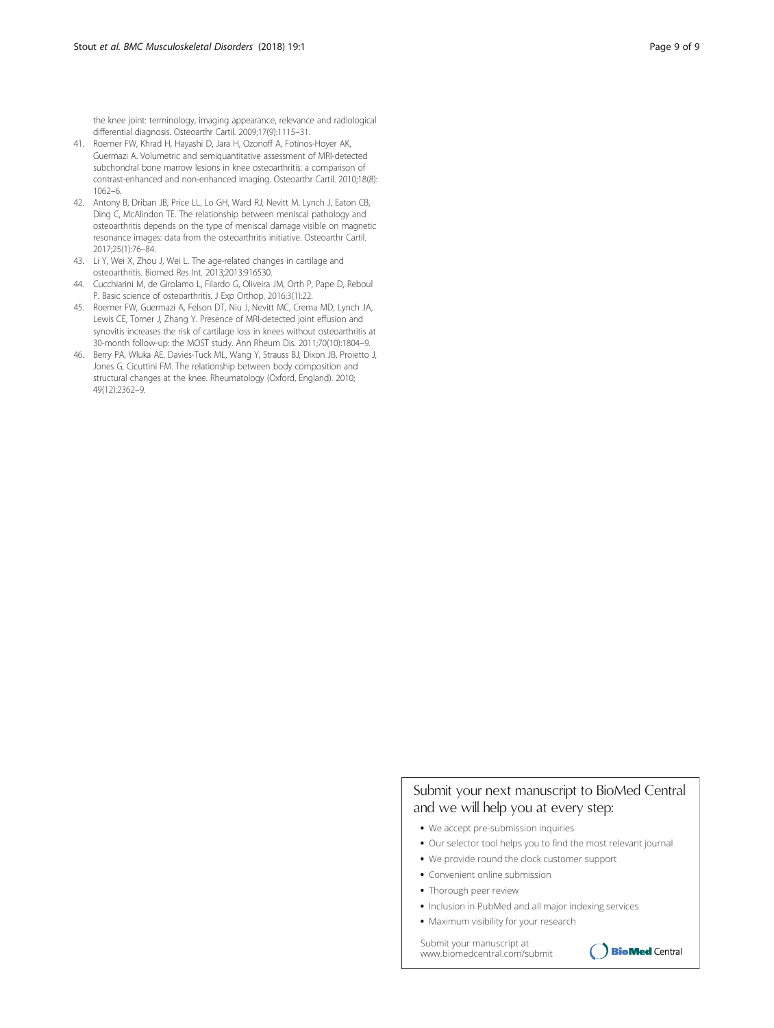the knee joint: terminology, imaging appearance, relevance and radiological differential diagnosis. Osteoarthr Cartil. 2009;17(9):1115–31.

41. Roemer FW, Khrad H, Hayashi D, Jara H, Ozonoff A, Fotinos-Hoyer AK, Guermazi A. Volumetric and semiquantitative assessment of MRI-detected subchondral bone marrow lesions in knee osteoarthritis: a comparison of contrast-enhanced and non-enhanced imaging. Osteoarthr Cartil. 2010;18(8): 1062–6.
42. Antony B, Driban JB, Price LL, Lo GH, Ward RJ, Nevitt M, Lynch J, Eaton CB, Ding C, McAlindon TE. The relationship between meniscal pathology and osteoarthritis depends on the type of meniscal damage visible on magnetic resonance images: data from the osteoarthritis initiative. Osteoarthr Cartil. 2017;25(1):76–84.
43. Li Y, Wei X, Zhou J, Wei L. The age-related changes in cartilage and osteoarthritis. Biomed Res Int. 2013;2013:916530.
44. Cucchiarini M, de Girolamo L, Filardo G, Oliveira JM, Orth P, Pape D, Reboul P. Basic science of osteoarthritis. J Exp Orthop. 2016;3(1):22.
45. Roemer FW, Guermazi A, Felson DT, Niu J, Nevitt MC, Crema MD, Lynch JA, Lewis CE, Torner J, Zhang Y. Presence of MRI-detected joint effusion and synovitis increases the risk of cartilage loss in knees without osteoarthritis at 30-month follow-up: the MOST study. Ann Rheum Dis. 2011;70(10):1804–9.
46. Berry PA, Wluka AE, Davies-Tuck ML, Wang Y, Strauss BJ, Dixon JB, Proietto J, Jones G, Cicuttini FM. The relationship between body composition and structural changes at the knee. Rheumatology (Oxford, England). 2010; 49(12):2362–9.